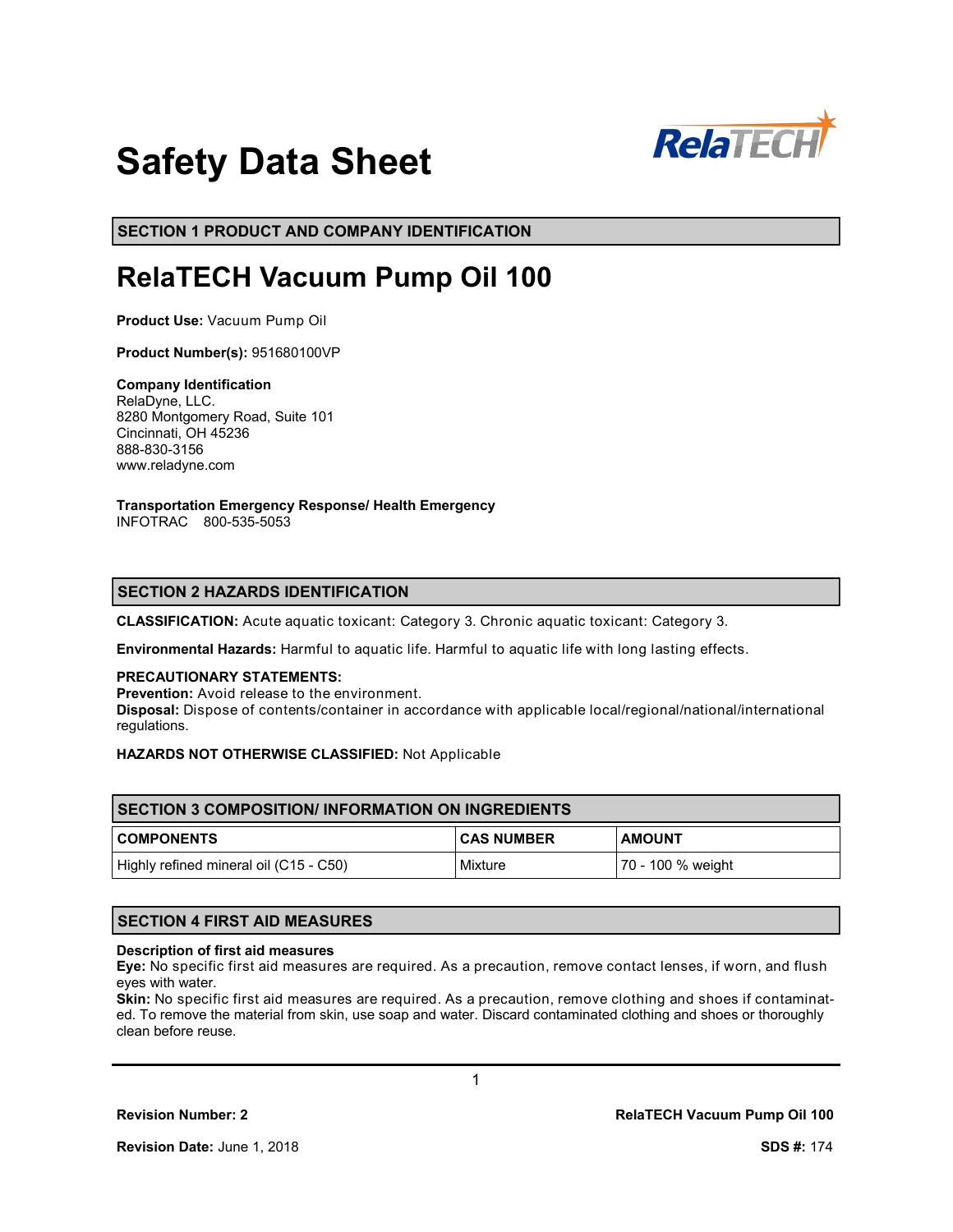# Safety Data Sheet

## SECTION 1 PRODUCT AND COMPANY IDENTIFICATION

# RelaTECH Vacuum Pump Oil 100

**Product Use:** Vacuum Pump Oil

**Product Number(s):** 951680100VP

**Company Identification**
RelaDyne, LLC.
8280 Montgomery Road, Suite 101
Cincinnati, OH 45236
888-830-3156
www.reladyne.com

**Transportation Emergency Response/ Health Emergency**
INFOTRAC 800-535-5053

## SECTION 2 HAZARDS IDENTIFICATION

**CLASSIFICATION:** Acute aquatic toxicant: Category 3. Chronic aquatic toxicant: Category 3.

**Environmental Hazards:** Harmful to aquatic life. Harmful to aquatic life with long lasting effects.

**PRECAUTIONARY STATEMENTS:**
**Prevention:** Avoid release to the environment.
**Disposal:** Dispose of contents/container in accordance with applicable local/regional/national/international regulations.

**HAZARDS NOT OTHERWISE CLASSIFIED:** Not Applicable

## SECTION 3 COMPOSITION/ INFORMATION ON INGREDIENTS

| COMPONENTS | CAS NUMBER | AMOUNT |
|---|---|---|
| Highly refined mineral oil (C15 - C50) | Mixture | 70 - 100 % weight |

## SECTION 4 FIRST AID MEASURES

**Description of first aid measures**
**Eye:** No specific first aid measures are required. As a precaution, remove contact lenses, if worn, and flush eyes with water.
**Skin:** No specific first aid measures are required. As a precaution, remove clothing and shoes if contaminated. To remove the material from skin, use soap and water. Discard contaminated clothing and shoes or thoroughly clean before reuse.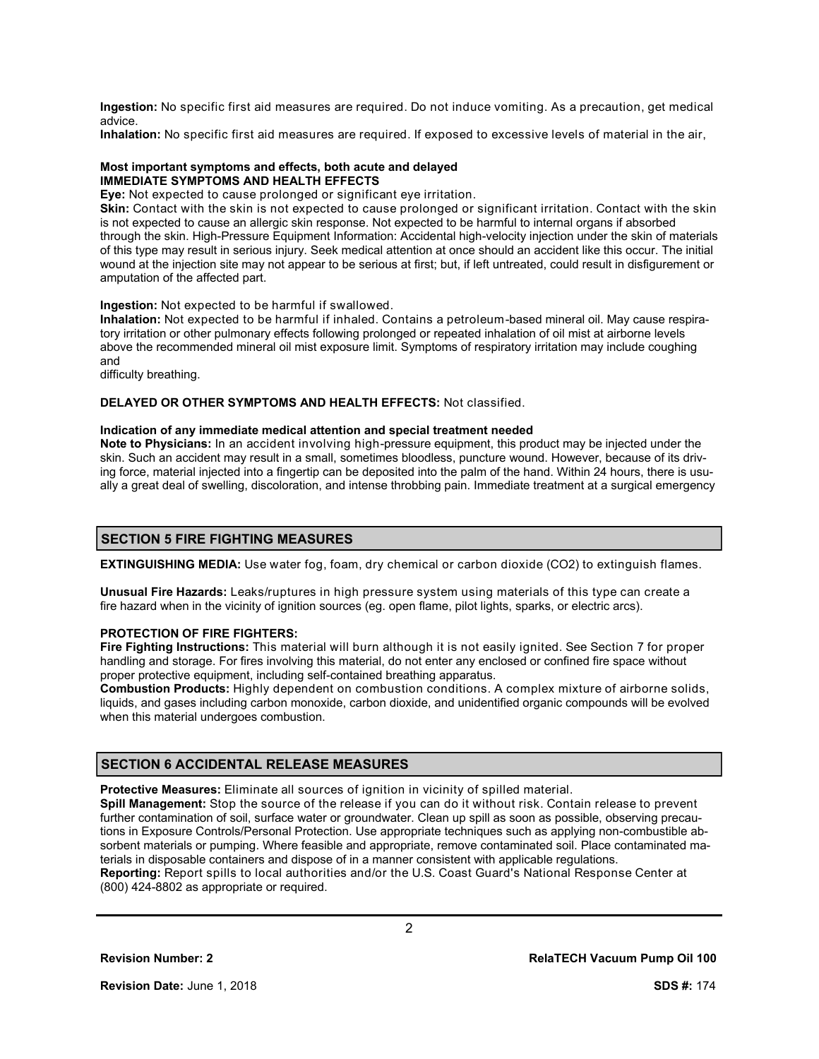**Ingestion:** No specific first aid measures are required. Do not induce vomiting. As a precaution, get medical advice.

**Inhalation:** No specific first aid measures are required. If exposed to excessive levels of material in the air,

**Most important symptoms and effects, both acute and delayed**

**IMMEDIATE SYMPTOMS AND HEALTH EFFECTS**

**Eye:** Not expected to cause prolonged or significant eye irritation.

**Skin:** Contact with the skin is not expected to cause prolonged or significant irritation. Contact with the skin is not expected to cause an allergic skin response. Not expected to be harmful to internal organs if absorbed through the skin. High-Pressure Equipment Information: Accidental high-velocity injection under the skin of materials of this type may result in serious injury. Seek medical attention at once should an accident like this occur. The initial wound at the injection site may not appear to be serious at first; but, if left untreated, could result in disfigurement or amputation of the affected part.

**Ingestion:** Not expected to be harmful if swallowed.

**Inhalation:** Not expected to be harmful if inhaled. Contains a petroleum-based mineral oil. May cause respiratory irritation or other pulmonary effects following prolonged or repeated inhalation of oil mist at airborne levels above the recommended mineral oil mist exposure limit. Symptoms of respiratory irritation may include coughing and

difficulty breathing.

**DELAYED OR OTHER SYMPTOMS AND HEALTH EFFECTS:** Not classified.

**Indication of any immediate medical attention and special treatment needed**

**Note to Physicians:** In an accident involving high-pressure equipment, this product may be injected under the skin. Such an accident may result in a small, sometimes bloodless, puncture wound. However, because of its driving force, material injected into a fingertip can be deposited into the palm of the hand. Within 24 hours, there is usually a great deal of swelling, discoloration, and intense throbbing pain. Immediate treatment at a surgical emergency

## SECTION 5 FIRE FIGHTING MEASURES

**EXTINGUISHING MEDIA:** Use water fog, foam, dry chemical or carbon dioxide ($CO_2$) to extinguish flames.

**Unusual Fire Hazards:** Leaks/ruptures in high pressure system using materials of this type can create a fire hazard when in the vicinity of ignition sources (eg. open flame, pilot lights, sparks, or electric arcs).

**PROTECTION OF FIRE FIGHTERS:**

**Fire Fighting Instructions:** This material will burn although it is not easily ignited. See Section 7 for proper handling and storage. For fires involving this material, do not enter any enclosed or confined fire space without proper protective equipment, including self-contained breathing apparatus.

**Combustion Products:** Highly dependent on combustion conditions. A complex mixture of airborne solids, liquids, and gases including carbon monoxide, carbon dioxide, and unidentified organic compounds will be evolved when this material undergoes combustion.

## SECTION 6 ACCIDENTAL RELEASE MEASURES

**Protective Measures:** Eliminate all sources of ignition in vicinity of spilled material.

**Spill Management:** Stop the source of the release if you can do it without risk. Contain release to prevent further contamination of soil, surface water or groundwater. Clean up spill as soon as possible, observing precautions in Exposure Controls/Personal Protection. Use appropriate techniques such as applying non-combustible absorbent materials or pumping. Where feasible and appropriate, remove contaminated soil. Place contaminated materials in disposable containers and dispose of in a manner consistent with applicable regulations.

**Reporting:** Report spills to local authorities and/or the U.S. Coast Guard's National Response Center at (800) 424-8802 as appropriate or required.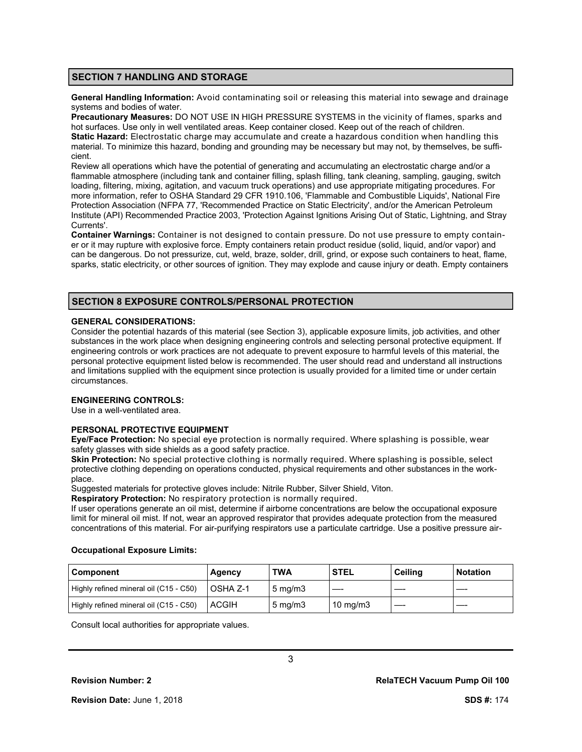## SECTION 7 HANDLING AND STORAGE

**General Handling Information:** Avoid contaminating soil or releasing this material into sewage and drainage systems and bodies of water.

**Precautionary Measures:** DO NOT USE IN HIGH PRESSURE SYSTEMS in the vicinity of flames, sparks and hot surfaces. Use only in well ventilated areas. Keep container closed. Keep out of the reach of children.

**Static Hazard:** Electrostatic charge may accumulate and create a hazardous condition when handling this material. To minimize this hazard, bonding and grounding may be necessary but may not, by themselves, be sufficient.

Review all operations which have the potential of generating and accumulating an electrostatic charge and/or a flammable atmosphere (including tank and container filling, splash filling, tank cleaning, sampling, gauging, switch loading, filtering, mixing, agitation, and vacuum truck operations) and use appropriate mitigating procedures. For more information, refer to OSHA Standard 29 CFR 1910.106, 'Flammable and Combustible Liquids', National Fire Protection Association (NFPA 77, 'Recommended Practice on Static Electricity', and/or the American Petroleum Institute (API) Recommended Practice 2003, 'Protection Against Ignitions Arising Out of Static, Lightning, and Stray Currents'.

**Container Warnings:** Container is not designed to contain pressure. Do not use pressure to empty container or it may rupture with explosive force. Empty containers retain product residue (solid, liquid, and/or vapor) and can be dangerous. Do not pressurize, cut, weld, braze, solder, drill, grind, or expose such containers to heat, flame, sparks, static electricity, or other sources of ignition. They may explode and cause injury or death. Empty containers

## SECTION 8 EXPOSURE CONTROLS/PERSONAL PROTECTION

**GENERAL CONSIDERATIONS:**

Consider the potential hazards of this material (see Section 3), applicable exposure limits, job activities, and other substances in the work place when designing engineering controls and selecting personal protective equipment. If engineering controls or work practices are not adequate to prevent exposure to harmful levels of this material, the personal protective equipment listed below is recommended. The user should read and understand all instructions and limitations supplied with the equipment since protection is usually provided for a limited time or under certain circumstances.

**ENGINEERING CONTROLS:**

Use in a well-ventilated area.

**PERSONAL PROTECTIVE EQUIPMENT**

**Eye/Face Protection:** No special eye protection is normally required. Where splashing is possible, wear safety glasses with side shields as a good safety practice.

**Skin Protection:** No special protective clothing is normally required. Where splashing is possible, select protective clothing depending on operations conducted, physical requirements and other substances in the workplace.

Suggested materials for protective gloves include: Nitrile Rubber, Silver Shield, Viton.

**Respiratory Protection:** No respiratory protection is normally required.

If user operations generate an oil mist, determine if airborne concentrations are below the occupational exposure limit for mineral oil mist. If not, wear an approved respirator that provides adequate protection from the measured concentrations of this material. For air-purifying respirators use a particulate cartridge. Use a positive pressure air-

**Occupational Exposure Limits:**

| Component | Agency | TWA | STEL | Ceiling | Notation |
|---|---|---|---|---|---|
| Highly refined mineral oil (C15 - C50) | OSHA Z-1 | 5 mg/m3 | —- | —- | —- |
| Highly refined mineral oil (C15 - C50) | ACGIH | 5 mg/m3 | 10 mg/m3 | —- | —- |

Consult local authorities for appropriate values.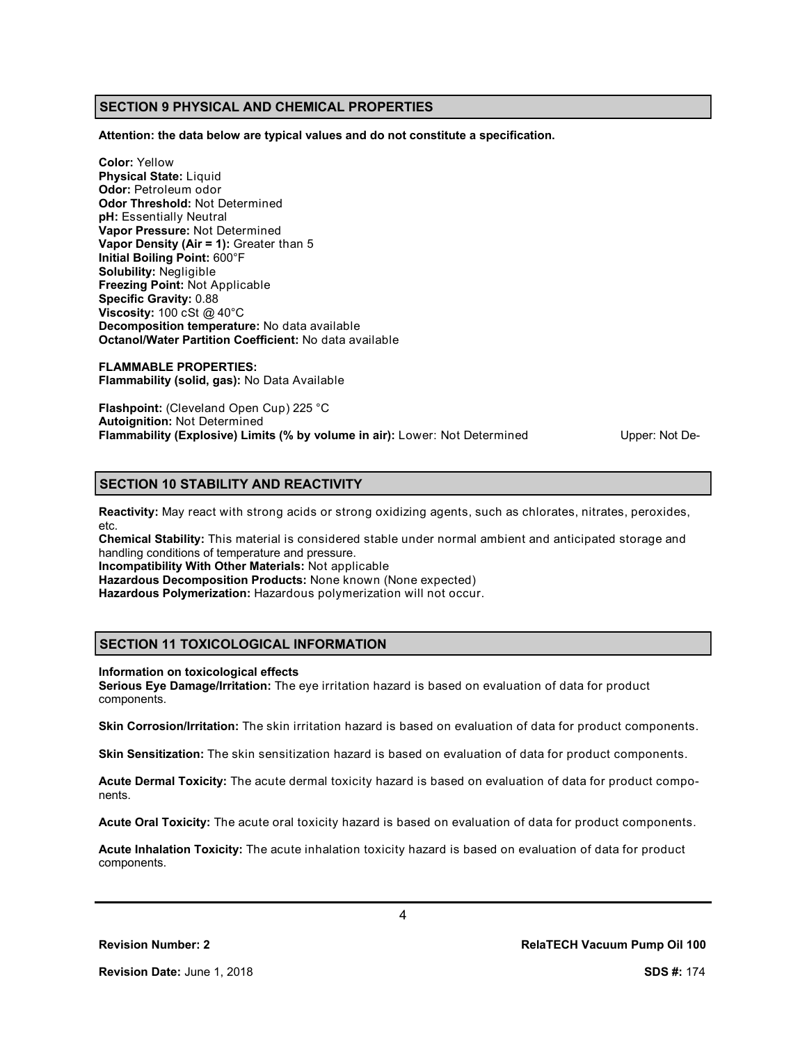## SECTION 9 PHYSICAL AND CHEMICAL PROPERTIES

**Attention: the data below are typical values and do not constitute a specification.**

**Color:** Yellow
**Physical State:** Liquid
**Odor:** Petroleum odor
**Odor Threshold:** Not Determined
**pH:** Essentially Neutral
**Vapor Pressure:** Not Determined
**Vapor Density (Air = 1):** Greater than 5
**Initial Boiling Point:** 600°F
**Solubility:** Negligible
**Freezing Point:** Not Applicable
**Specific Gravity:** 0.88
**Viscosity:** 100 cSt @ 40°C
**Decomposition temperature:** No data available
**Octanol/Water Partition Coefficient:** No data available

**FLAMMABLE PROPERTIES:**
**Flammability (solid, gas):** No Data Available

**Flashpoint:** (Cleveland Open Cup) 225 °C
**Autoignition:** Not Determined
**Flammability (Explosive) Limits (% by volume in air):** Lower: Not Determined Upper: Not De-

## SECTION 10 STABILITY AND REACTIVITY

**Reactivity:** May react with strong acids or strong oxidizing agents, such as chlorates, nitrates, peroxides, etc.
**Chemical Stability:** This material is considered stable under normal ambient and anticipated storage and handling conditions of temperature and pressure.
**Incompatibility With Other Materials:** Not applicable
**Hazardous Decomposition Products:** None known (None expected)
**Hazardous Polymerization:** Hazardous polymerization will not occur.

## SECTION 11 TOXICOLOGICAL INFORMATION

**Information on toxicological effects**
**Serious Eye Damage/Irritation:** The eye irritation hazard is based on evaluation of data for product components.

**Skin Corrosion/Irritation:** The skin irritation hazard is based on evaluation of data for product components.

**Skin Sensitization:** The skin sensitization hazard is based on evaluation of data for product components.

**Acute Dermal Toxicity:** The acute dermal toxicity hazard is based on evaluation of data for product components.

**Acute Oral Toxicity:** The acute oral toxicity hazard is based on evaluation of data for product components.

**Acute Inhalation Toxicity:** The acute inhalation toxicity hazard is based on evaluation of data for product components.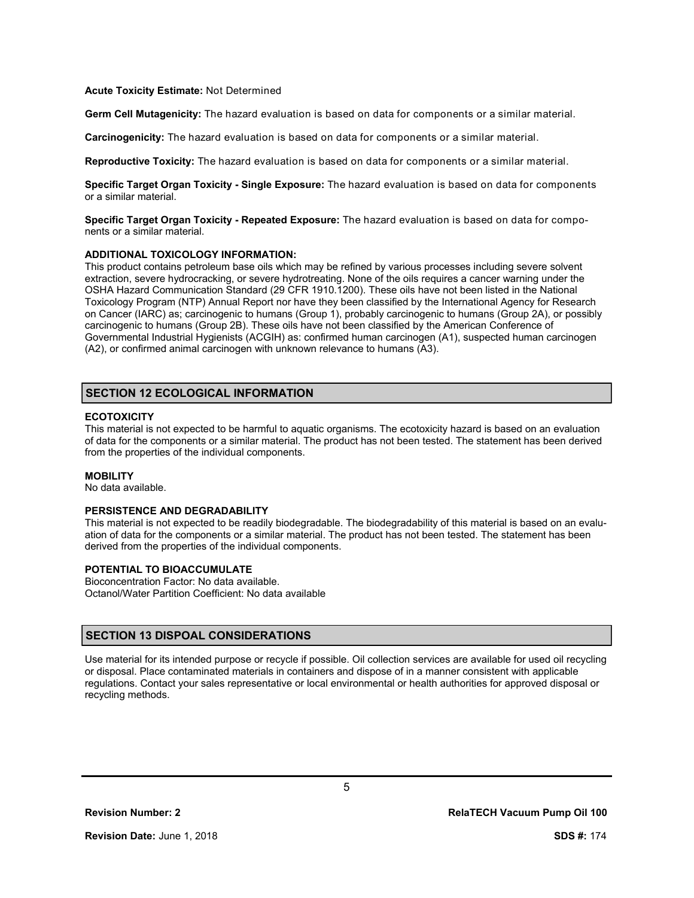**Acute Toxicity Estimate:** Not Determined

**Germ Cell Mutagenicity:** The hazard evaluation is based on data for components or a similar material.

**Carcinogenicity:** The hazard evaluation is based on data for components or a similar material.

**Reproductive Toxicity:** The hazard evaluation is based on data for components or a similar material.

**Specific Target Organ Toxicity - Single Exposure:** The hazard evaluation is based on data for components or a similar material.

**Specific Target Organ Toxicity - Repeated Exposure:** The hazard evaluation is based on data for components or a similar material.

**ADDITIONAL TOXICOLOGY INFORMATION:**

This product contains petroleum base oils which may be refined by various processes including severe solvent extraction, severe hydrocracking, or severe hydrotreating. None of the oils requires a cancer warning under the OSHA Hazard Communication Standard (29 CFR 1910.1200). These oils have not been listed in the National Toxicology Program (NTP) Annual Report nor have they been classified by the International Agency for Research on Cancer (IARC) as; carcinogenic to humans (Group 1), probably carcinogenic to humans (Group 2A), or possibly carcinogenic to humans (Group 2B). These oils have not been classified by the American Conference of Governmental Industrial Hygienists (ACGIH) as: confirmed human carcinogen (A1), suspected human carcinogen (A2), or confirmed animal carcinogen with unknown relevance to humans (A3).

## SECTION 12 ECOLOGICAL INFORMATION

**ECOTOXICITY**

This material is not expected to be harmful to aquatic organisms. The ecotoxicity hazard is based on an evaluation of data for the components or a similar material. The product has not been tested. The statement has been derived from the properties of the individual components.

**MOBILITY**

No data available.

**PERSISTENCE AND DEGRADABILITY**

This material is not expected to be readily biodegradable. The biodegradability of this material is based on an evaluation of data for the components or a similar material. The product has not been tested. The statement has been derived from the properties of the individual components.

**POTENTIAL TO BIOACCUMULATE**

Bioconcentration Factor: No data available.
Octanol/Water Partition Coefficient: No data available

## SECTION 13 DISPOAL CONSIDERATIONS

Use material for its intended purpose or recycle if possible. Oil collection services are available for used oil recycling or disposal. Place contaminated materials in containers and dispose of in a manner consistent with applicable regulations. Contact your sales representative or local environmental or health authorities for approved disposal or recycling methods.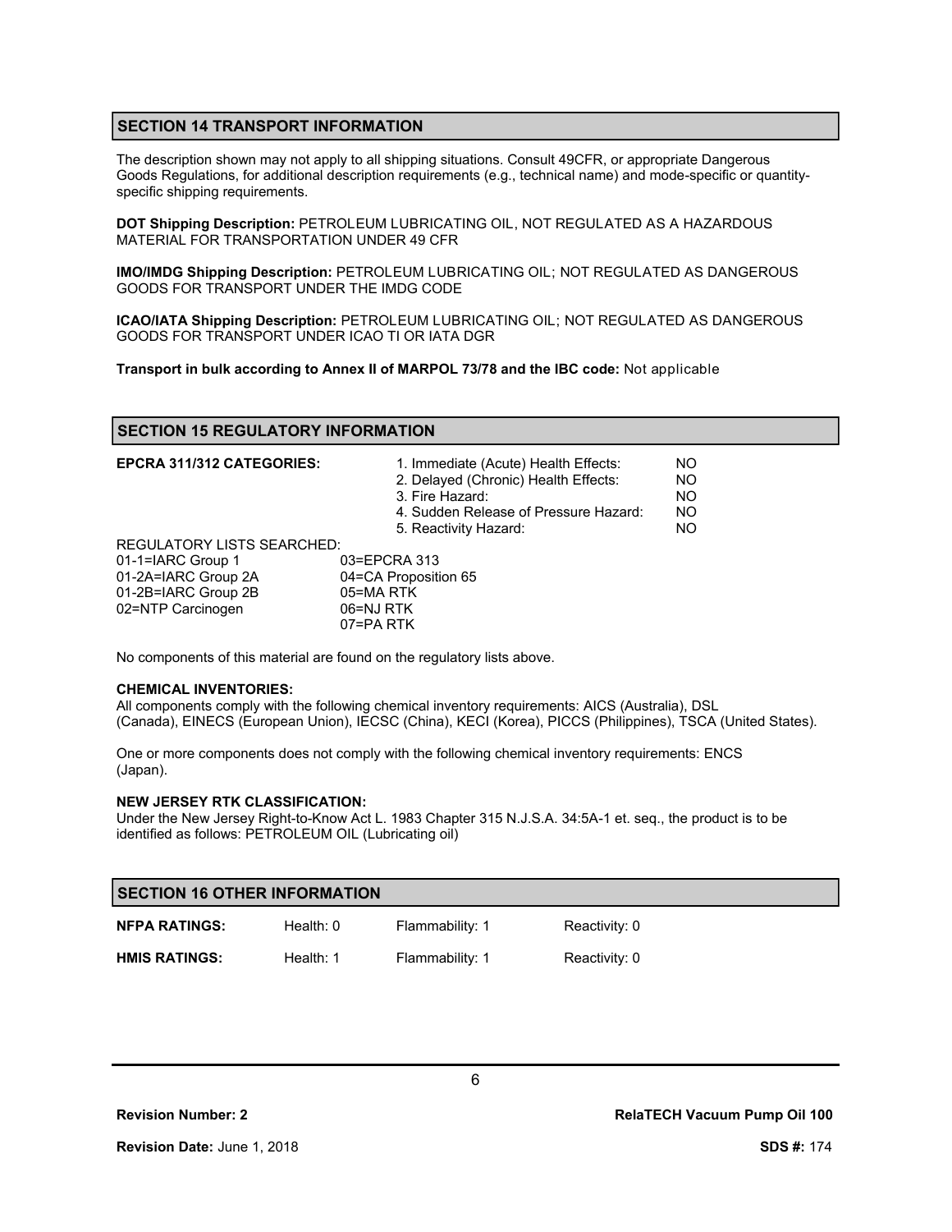## SECTION 14 TRANSPORT INFORMATION

The description shown may not apply to all shipping situations. Consult 49CFR, or appropriate Dangerous Goods Regulations, for additional description requirements (e.g., technical name) and mode-specific or quantity-specific shipping requirements.

**DOT Shipping Description:** PETROLEUM LUBRICATING OIL, NOT REGULATED AS A HAZARDOUS MATERIAL FOR TRANSPORTATION UNDER 49 CFR

**IMO/IMDG Shipping Description:** PETROLEUM LUBRICATING OIL; NOT REGULATED AS DANGEROUS GOODS FOR TRANSPORT UNDER THE IMDG CODE

**ICAO/IATA Shipping Description:** PETROLEUM LUBRICATING OIL; NOT REGULATED AS DANGEROUS GOODS FOR TRANSPORT UNDER ICAO TI OR IATA DGR

**Transport in bulk according to Annex II of MARPOL 73/78 and the IBC code:** Not applicable

## SECTION 15 REGULATORY INFORMATION

**EPCRA 311/312 CATEGORIES:**

| | |
|---|---|
| 1. Immediate (Acute) Health Effects: | NO |
| 2. Delayed (Chronic) Health Effects: | NO |
| 3. Fire Hazard: | NO |
| 4. Sudden Release of Pressure Hazard: | NO |
| 5. Reactivity Hazard: | NO |

REGULATORY LISTS SEARCHED:

| | |
|---|---|
| 01-1=IARC Group 1 | 03=EPCRA 313 |
| 01-2A=IARC Group 2A | 04=CA Proposition 65 |
| 01-2B=IARC Group 2B | 05=MA RTK |
| 02=NTP Carcinogen | 06=NJ RTK |
| | 07=PA RTK |

No components of this material are found on the regulatory lists above.

**CHEMICAL INVENTORIES:**

All components comply with the following chemical inventory requirements: AICS (Australia), DSL (Canada), EINECS (European Union), IECSC (China), KECI (Korea), PICCS (Philippines), TSCA (United States).

One or more components does not comply with the following chemical inventory requirements: ENCS (Japan).

**NEW JERSEY RTK CLASSIFICATION:**

Under the New Jersey Right-to-Know Act L. 1983 Chapter 315 N.J.S.A. 34:5A-1 et. seq., the product is to be identified as follows: PETROLEUM OIL (Lubricating oil)

## SECTION 16 OTHER INFORMATION

| | | | |
|---|---|---|---|
| **NFPA RATINGS:** | Health: 0 | Flammability: 1 | Reactivity: 0 |
| **HMIS RATINGS:** | Health: 1 | Flammability: 1 | Reactivity: 0 |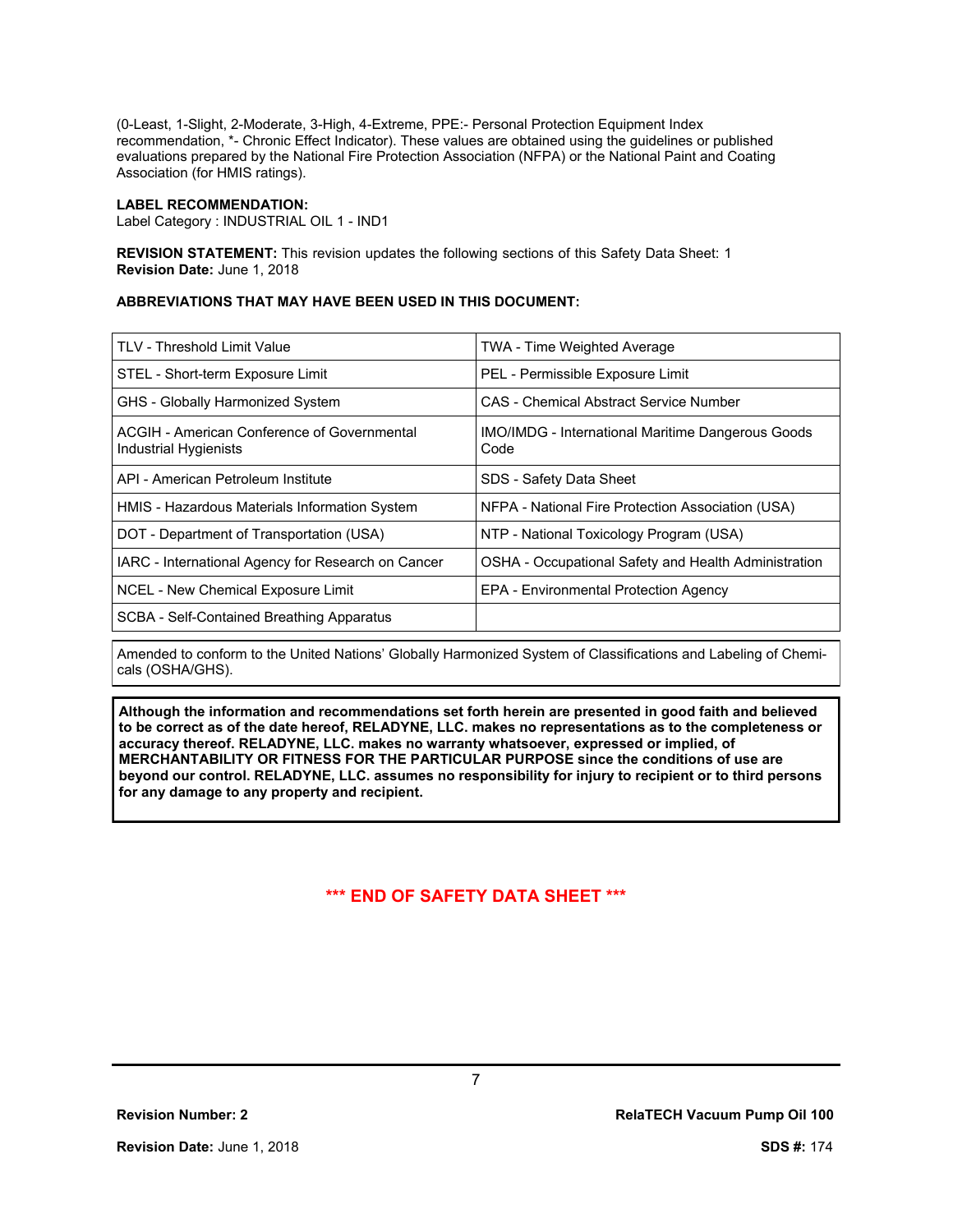(0-Least, 1-Slight, 2-Moderate, 3-High, 4-Extreme, PPE:- Personal Protection Equipment Index recommendation, *- Chronic Effect Indicator). These values are obtained using the guidelines or published evaluations prepared by the National Fire Protection Association (NFPA) or the National Paint and Coating Association (for HMIS ratings).

**LABEL RECOMMENDATION:**
Label Category : INDUSTRIAL OIL 1 - IND1

**REVISION STATEMENT:** This revision updates the following sections of this Safety Data Sheet: 1
**Revision Date:** June 1, 2018

**ABBREVIATIONS THAT MAY HAVE BEEN USED IN THIS DOCUMENT:**

| | |
|---|---|
| TLV - Threshold Limit Value | TWA - Time Weighted Average |
| STEL - Short-term Exposure Limit | PEL - Permissible Exposure Limit |
| GHS - Globally Harmonized System | CAS - Chemical Abstract Service Number |
| ACGIH - American Conference of Governmental Industrial Hygienists | IMO/IMDG - International Maritime Dangerous Goods Code |
| API - American Petroleum Institute | SDS - Safety Data Sheet |
| HMIS - Hazardous Materials Information System | NFPA - National Fire Protection Association (USA) |
| DOT - Department of Transportation (USA) | NTP - National Toxicology Program (USA) |
| IARC - International Agency for Research on Cancer | OSHA - Occupational Safety and Health Administration |
| NCEL - New Chemical Exposure Limit | EPA - Environmental Protection Agency |
| SCBA - Self-Contained Breathing Apparatus | |

Amended to conform to the United Nations' Globally Harmonized System of Classifications and Labeling of Chemicals (OSHA/GHS).

**Although the information and recommendations set forth herein are presented in good faith and believed to be correct as of the date hereof, RELADYNE, LLC. makes no representations as to the completeness or accuracy thereof. RELADYNE, LLC. makes no warranty whatsoever, expressed or implied, of MERCHANTABILITY OR FITNESS FOR THE PARTICULAR PURPOSE since the conditions of use are beyond our control. RELADYNE, LLC. assumes no responsibility for injury to recipient or to third persons for any damage to any property and recipient.**

**\*\*\* END OF SAFETY DATA SHEET \*\*\***